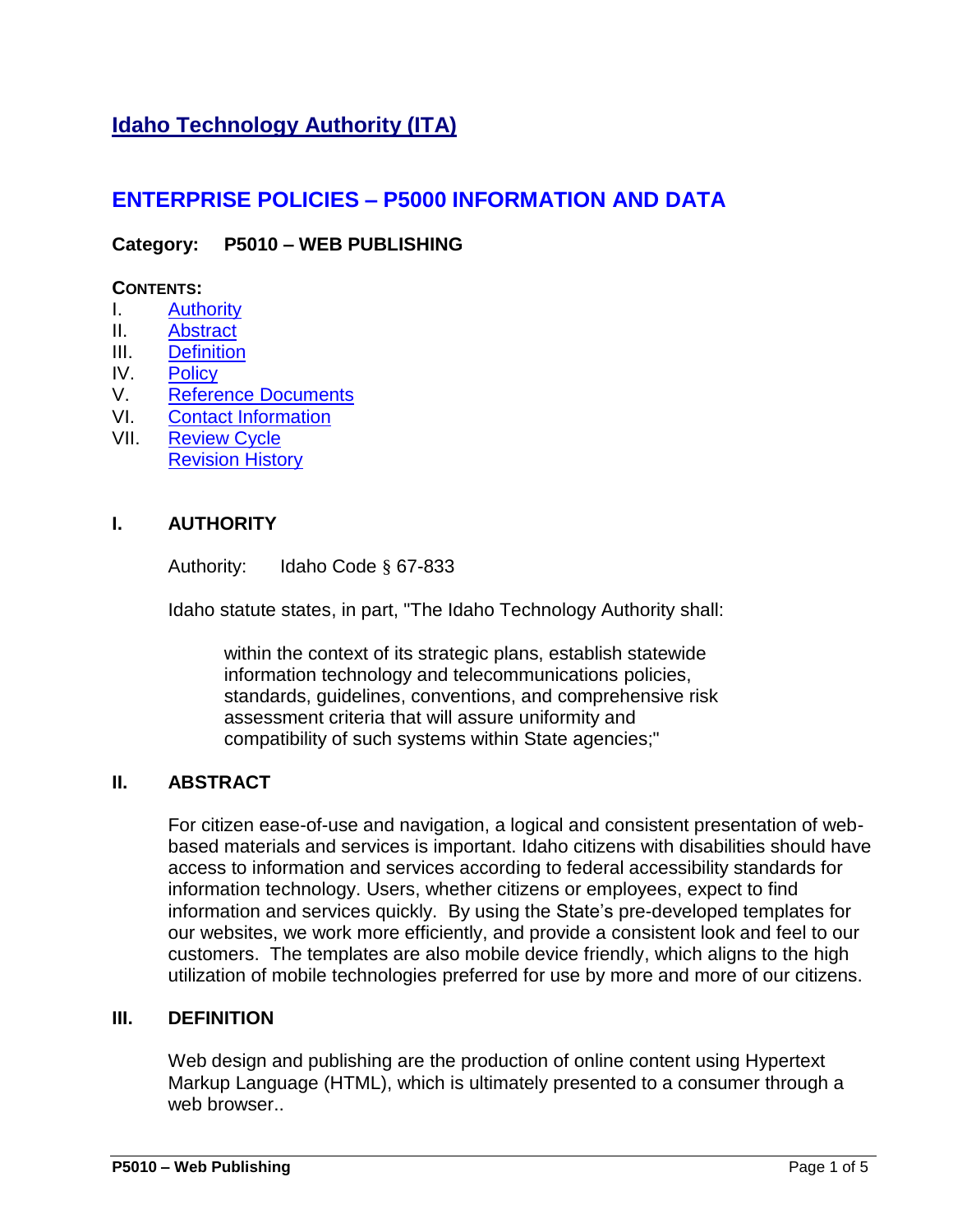# Idaho Technology Authority (ITA)

## ENTERPRISE POLICIES – P5000 INFORMATION AND DATA

**Category: P5010 – WEB PUBLISHING**

**CONTENTS:**

I. Authority
II. Abstract
III. Definition
IV. Policy
V. Reference Documents
VI. Contact Information
VII. Review Cycle
Revision History

### I. AUTHORITY

Authority: Idaho Code § 67-833

Idaho statute states, in part, "The Idaho Technology Authority shall:

> within the context of its strategic plans, establish statewide information technology and telecommunications policies, standards, guidelines, conventions, and comprehensive risk assessment criteria that will assure uniformity and compatibility of such systems within State agencies;"

### II. ABSTRACT

For citizen ease-of-use and navigation, a logical and consistent presentation of web-based materials and services is important. Idaho citizens with disabilities should have access to information and services according to federal accessibility standards for information technology. Users, whether citizens or employees, expect to find information and services quickly. By using the State's pre-developed templates for our websites, we work more efficiently, and provide a consistent look and feel to our customers. The templates are also mobile device friendly, which aligns to the high utilization of mobile technologies preferred for use by more and more of our citizens.

### III. DEFINITION

Web design and publishing are the production of online content using Hypertext Markup Language (HTML), which is ultimately presented to a consumer through a web browser..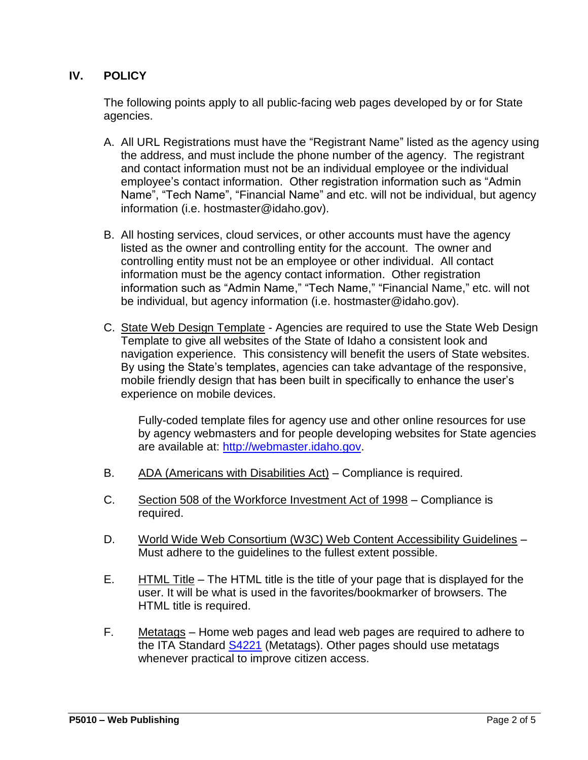## IV. POLICY

The following points apply to all public-facing web pages developed by or for State agencies.

A. All URL Registrations must have the "Registrant Name" listed as the agency using the address, and must include the phone number of the agency. The registrant and contact information must not be an individual employee or the individual employee's contact information. Other registration information such as "Admin Name", "Tech Name", "Financial Name" and etc. will not be individual, but agency information (i.e. hostmaster@idaho.gov).

B. All hosting services, cloud services, or other accounts must have the agency listed as the owner and controlling entity for the account. The owner and controlling entity must not be an employee or other individual. All contact information must be the agency contact information. Other registration information such as "Admin Name," "Tech Name," "Financial Name," etc. will not be individual, but agency information (i.e. hostmaster@idaho.gov).

C. State Web Design Template - Agencies are required to use the State Web Design Template to give all websites of the State of Idaho a consistent look and navigation experience. This consistency will benefit the users of State websites. By using the State's templates, agencies can take advantage of the responsive, mobile friendly design that has been built in specifically to enhance the user's experience on mobile devices.

   Fully-coded template files for agency use and other online resources for use by agency webmasters and for people developing websites for State agencies are available at: [http://webmaster.idaho.gov](http://webmaster.idaho.gov).

B. ADA (Americans with Disabilities Act) – Compliance is required.

C. Section 508 of the Workforce Investment Act of 1998 – Compliance is required.

D. World Wide Web Consortium (W3C) Web Content Accessibility Guidelines – Must adhere to the guidelines to the fullest extent possible.

E. HTML Title – The HTML title is the title of your page that is displayed for the user. It will be what is used in the favorites/bookmarker of browsers. The HTML title is required.

F. Metatags – Home web pages and lead web pages are required to adhere to the ITA Standard [S4221](S4221) (Metatags). Other pages should use metatags whenever practical to improve citizen access.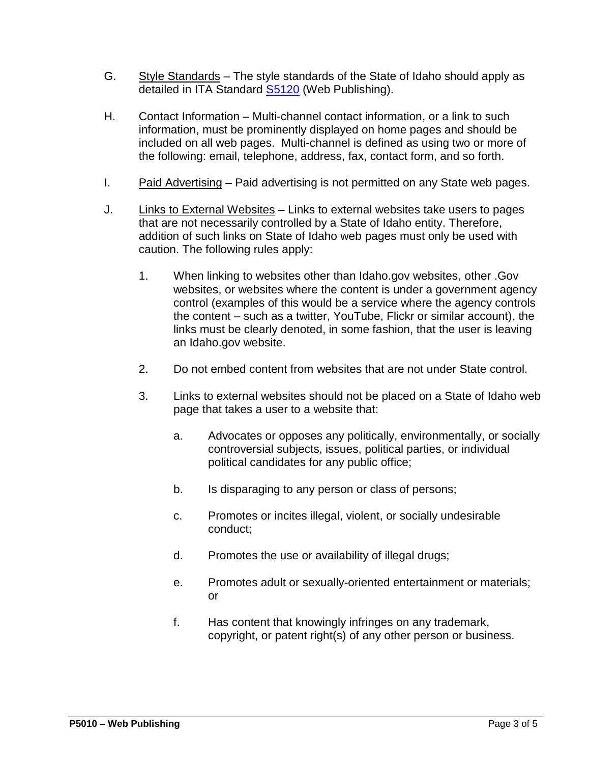G. Style Standards – The style standards of the State of Idaho should apply as detailed in ITA Standard [S5120](S5120) (Web Publishing).

H. Contact Information – Multi-channel contact information, or a link to such information, must be prominently displayed on home pages and should be included on all web pages. Multi-channel is defined as using two or more of the following: email, telephone, address, fax, contact form, and so forth.

I. Paid Advertising – Paid advertising is not permitted on any State web pages.

J. Links to External Websites – Links to external websites take users to pages that are not necessarily controlled by a State of Idaho entity. Therefore, addition of such links on State of Idaho web pages must only be used with caution. The following rules apply:

1. When linking to websites other than Idaho.gov websites, other .Gov websites, or websites where the content is under a government agency control (examples of this would be a service where the agency controls the content – such as a twitter, YouTube, Flickr or similar account), the links must be clearly denoted, in some fashion, that the user is leaving an Idaho.gov website.

2. Do not embed content from websites that are not under State control.

3. Links to external websites should not be placed on a State of Idaho web page that takes a user to a website that:

   a. Advocates or opposes any politically, environmentally, or socially controversial subjects, issues, political parties, or individual political candidates for any public office;

   b. Is disparaging to any person or class of persons;

   c. Promotes or incites illegal, violent, or socially undesirable conduct;

   d. Promotes the use or availability of illegal drugs;

   e. Promotes adult or sexually-oriented entertainment or materials; or

   f. Has content that knowingly infringes on any trademark, copyright, or patent right(s) of any other person or business.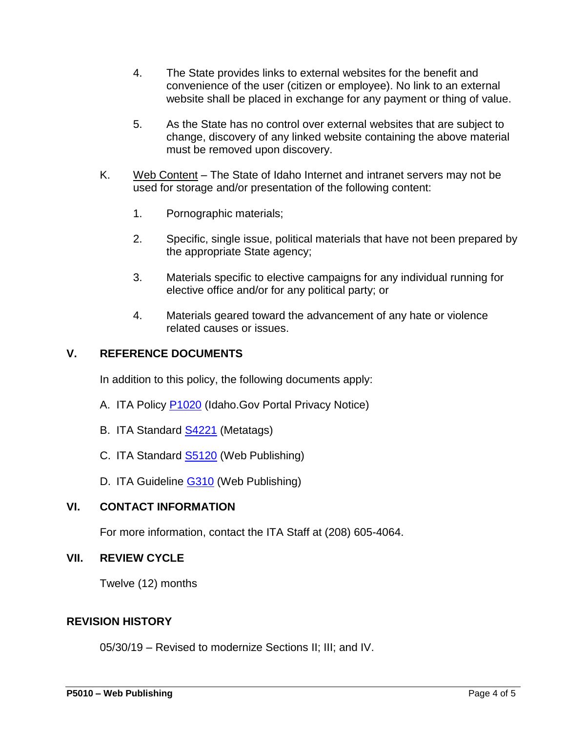4. The State provides links to external websites for the benefit and convenience of the user (citizen or employee). No link to an external website shall be placed in exchange for any payment or thing of value.

5. As the State has no control over external websites that are subject to change, discovery of any linked website containing the above material must be removed upon discovery.

K. <u>Web Content</u> – The State of Idaho Internet and intranet servers may not be used for storage and/or presentation of the following content:

1. Pornographic materials;

2. Specific, single issue, political materials that have not been prepared by the appropriate State agency;

3. Materials specific to elective campaigns for any individual running for elective office and/or for any political party; or

4. Materials geared toward the advancement of any hate or violence related causes or issues.

## V. REFERENCE DOCUMENTS

In addition to this policy, the following documents apply:

A. ITA Policy P1020 (Idaho.Gov Portal Privacy Notice)

B. ITA Standard S4221 (Metatags)

C. ITA Standard S5120 (Web Publishing)

D. ITA Guideline G310 (Web Publishing)

## VI. CONTACT INFORMATION

For more information, contact the ITA Staff at (208) 605-4064.

## VII. REVIEW CYCLE

Twelve (12) months

## REVISION HISTORY

05/30/19 – Revised to modernize Sections II; III; and IV.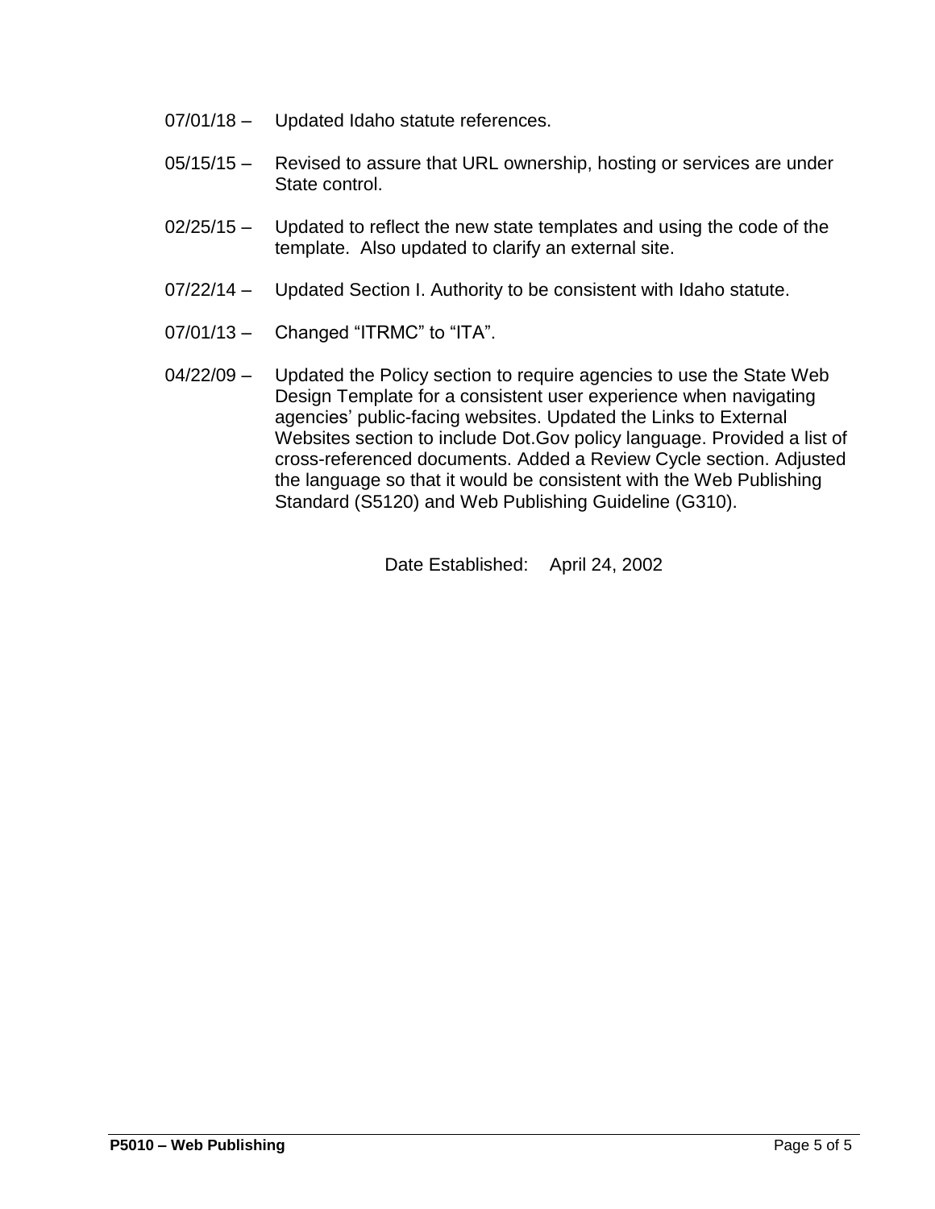07/01/18 – Updated Idaho statute references.

05/15/15 – Revised to assure that URL ownership, hosting or services are under State control.

02/25/15 – Updated to reflect the new state templates and using the code of the template. Also updated to clarify an external site.

07/22/14 – Updated Section I. Authority to be consistent with Idaho statute.

07/01/13 – Changed "ITRMC" to "ITA".

04/22/09 – Updated the Policy section to require agencies to use the State Web Design Template for a consistent user experience when navigating agencies' public-facing websites. Updated the Links to External Websites section to include Dot.Gov policy language. Provided a list of cross-referenced documents. Added a Review Cycle section. Adjusted the language so that it would be consistent with the Web Publishing Standard (S5120) and Web Publishing Guideline (G310).

Date Established: April 24, 2002